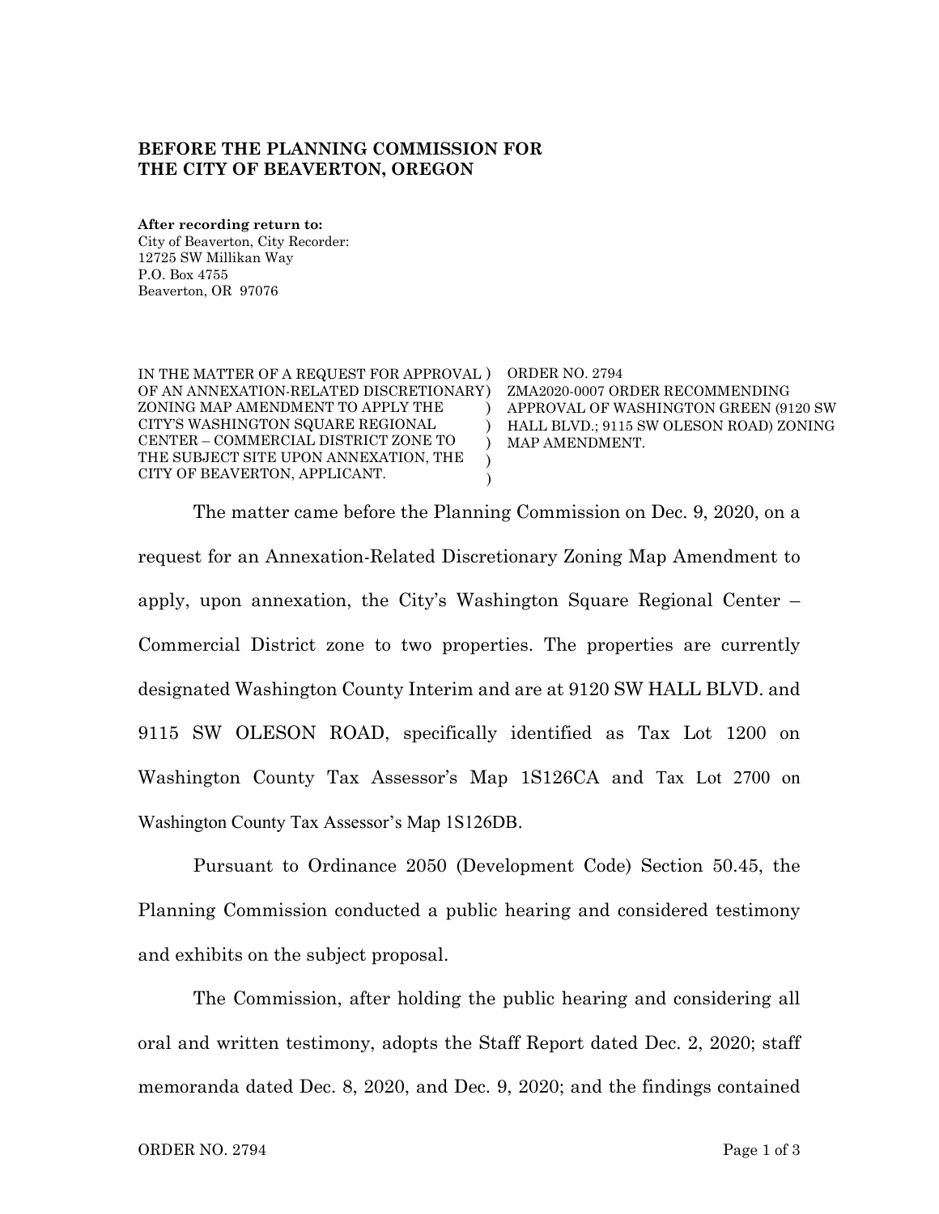**BEFORE THE PLANNING COMMISSION FOR THE CITY OF BEAVERTON, OREGON**

**After recording return to:**
City of Beaverton, City Recorder:
12725 SW Millikan Way
P.O. Box 4755
Beaverton, OR 97076

| | |
|---|---|
| IN THE MATTER OF A REQUEST FOR APPROVAL OF AN ANNEXATION-RELATED DISCRETIONARY ZONING MAP AMENDMENT TO APPLY THE CITY'S WASHINGTON SQUARE REGIONAL CENTER – COMMERCIAL DISTRICT ZONE TO THE SUBJECT SITE UPON ANNEXATION, THE CITY OF BEAVERTON, APPLICANT. | ORDER NO. 2794<br>ZMA2020-0007 ORDER RECOMMENDING APPROVAL OF WASHINGTON GREEN (9120 SW HALL BLVD.; 9115 SW OLESON ROAD) ZONING MAP AMENDMENT. |

The matter came before the Planning Commission on Dec. 9, 2020, on a request for an Annexation-Related Discretionary Zoning Map Amendment to apply, upon annexation, the City's Washington Square Regional Center – Commercial District zone to two properties. The properties are currently designated Washington County Interim and are at 9120 SW HALL BLVD. and 9115 SW OLESON ROAD, specifically identified as Tax Lot 1200 on Washington County Tax Assessor's Map 1S126CA and Tax Lot 2700 on Washington County Tax Assessor's Map 1S126DB.

Pursuant to Ordinance 2050 (Development Code) Section 50.45, the Planning Commission conducted a public hearing and considered testimony and exhibits on the subject proposal.

The Commission, after holding the public hearing and considering all oral and written testimony, adopts the Staff Report dated Dec. 2, 2020; staff memoranda dated Dec. 8, 2020, and Dec. 9, 2020; and the findings contained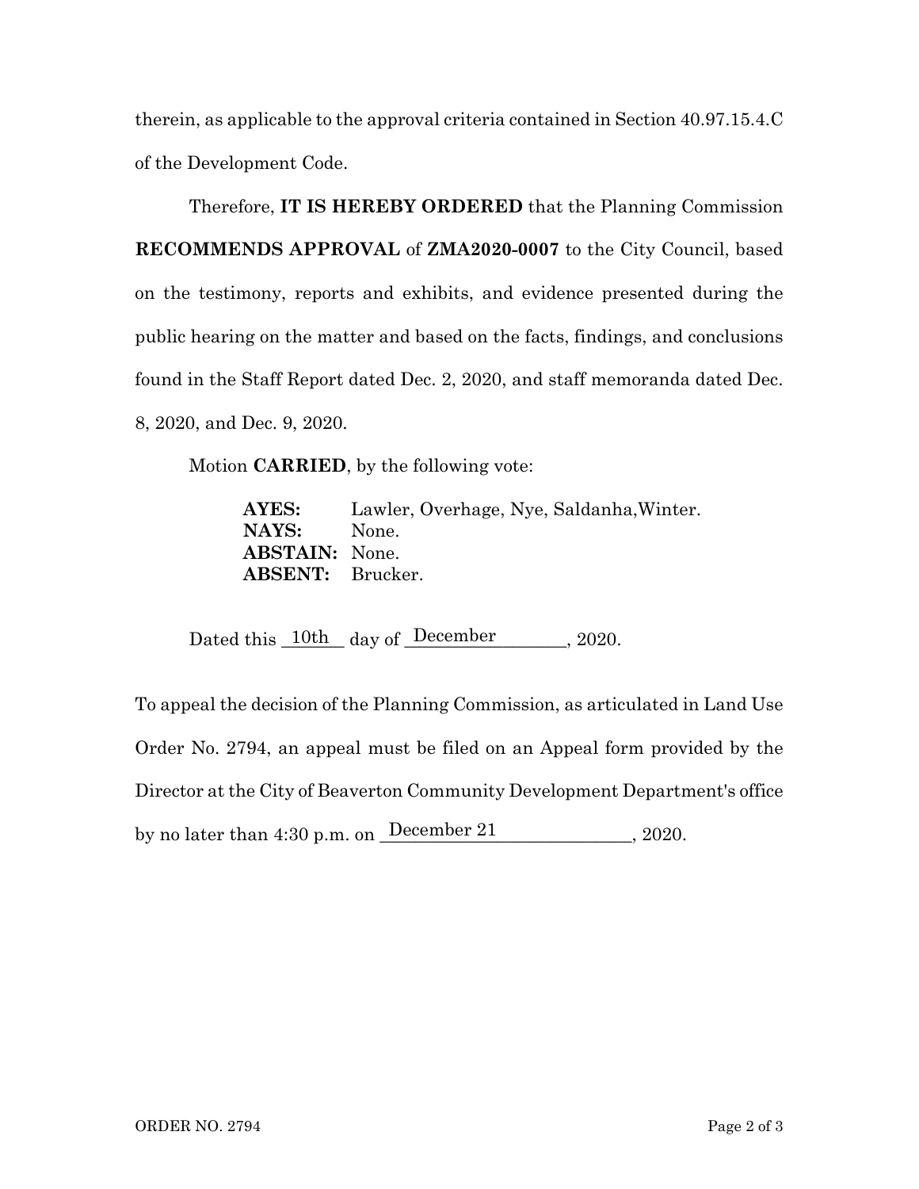therein, as applicable to the approval criteria contained in Section 40.97.15.4.C of the Development Code.

Therefore, **IT IS HEREBY ORDERED** that the Planning Commission **RECOMMENDS APPROVAL** of **ZMA2020-0007** to the City Council, based on the testimony, reports and exhibits, and evidence presented during the public hearing on the matter and based on the facts, findings, and conclusions found in the Staff Report dated Dec. 2, 2020, and staff memoranda dated Dec. 8, 2020, and Dec. 9, 2020.

Motion **CARRIED**, by the following vote:

**AYES:** Lawler, Overhage, Nye, Saldanha,Winter.
**NAYS:** None.
**ABSTAIN:** None.
**ABSENT:** Brucker.

Dated this 10th day of December, 2020.

To appeal the decision of the Planning Commission, as articulated in Land Use Order No. 2794, an appeal must be filed on an Appeal form provided by the Director at the City of Beaverton Community Development Department's office by no later than 4:30 p.m. on December 21, 2020.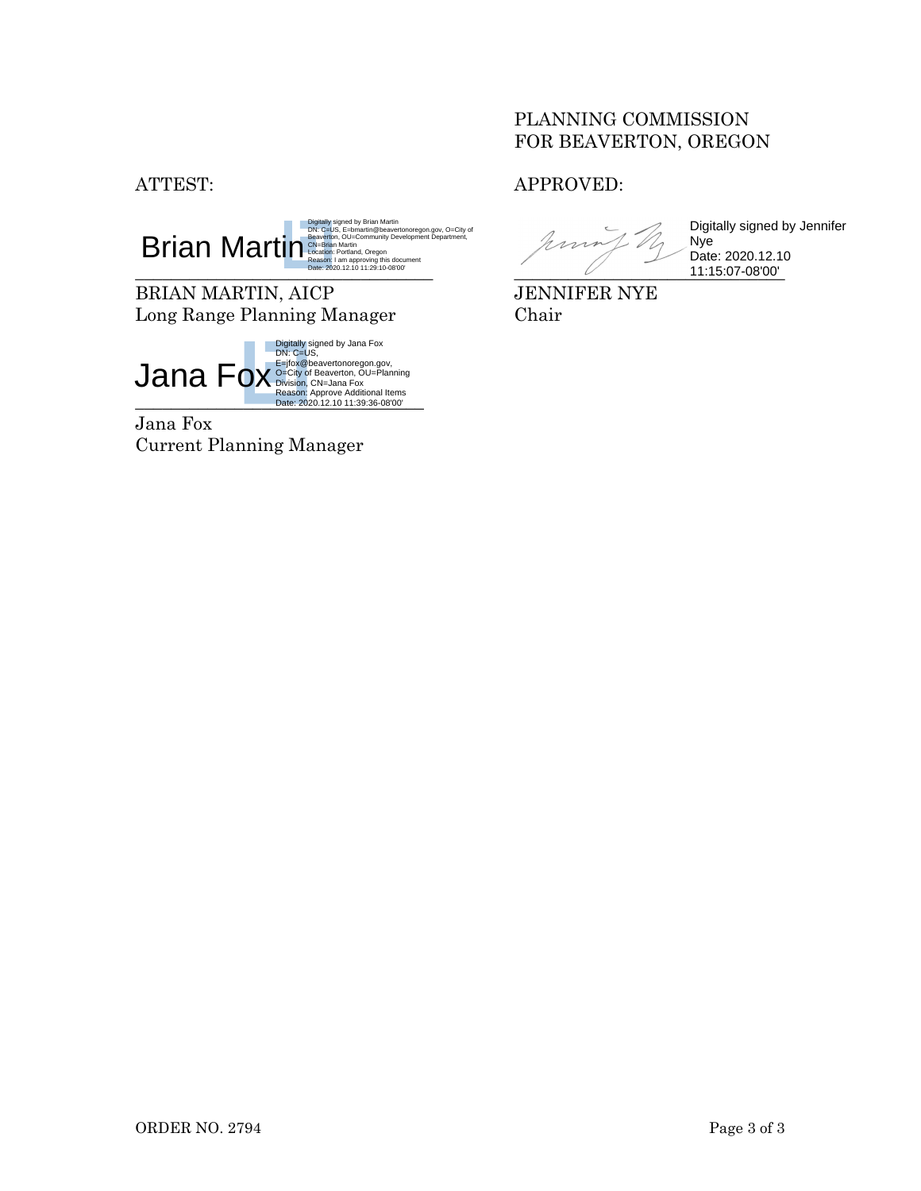PLANNING COMMISSION
FOR BEAVERTON, OREGON

ATTEST:

Brian Martin

Digitally signed by Brian Martin
DN: C=US, E=bmartin@beavertonoregon.gov, O=City of Beaverton, OU=Community Development Department, CN=Brian Martin
Location: Portland, Oregon
Reason: I am approving this document
Date: 2020.12.10 11:29:10-08'00'

BRIAN MARTIN, AICP
Long Range Planning Manager

Jana Fox

Digitally signed by Jana Fox
DN: C=US, E=jfox@beavertonoregon.gov, O=City of Beaverton, OU=Planning Division, CN=Jana Fox
Reason: Approve Additional Items
Date: 2020.12.10 11:39:36-08'00'

Jana Fox
Current Planning Manager

APPROVED:

Digitally signed by Jennifer Nye
Date: 2020.12.10 11:15:07-08'00'

JENNIFER NYE
Chair

ORDER NO. 2794